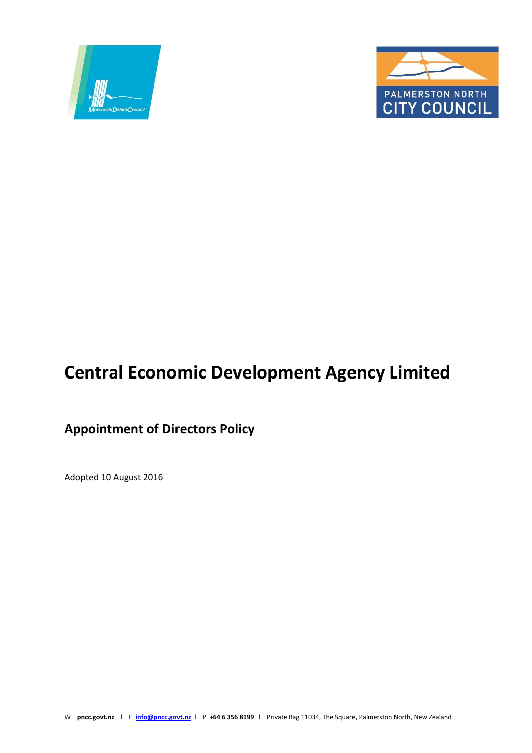# Central Economic Development Agency Limited

## Appointment of Directors Policy

Adopted 10 August 2016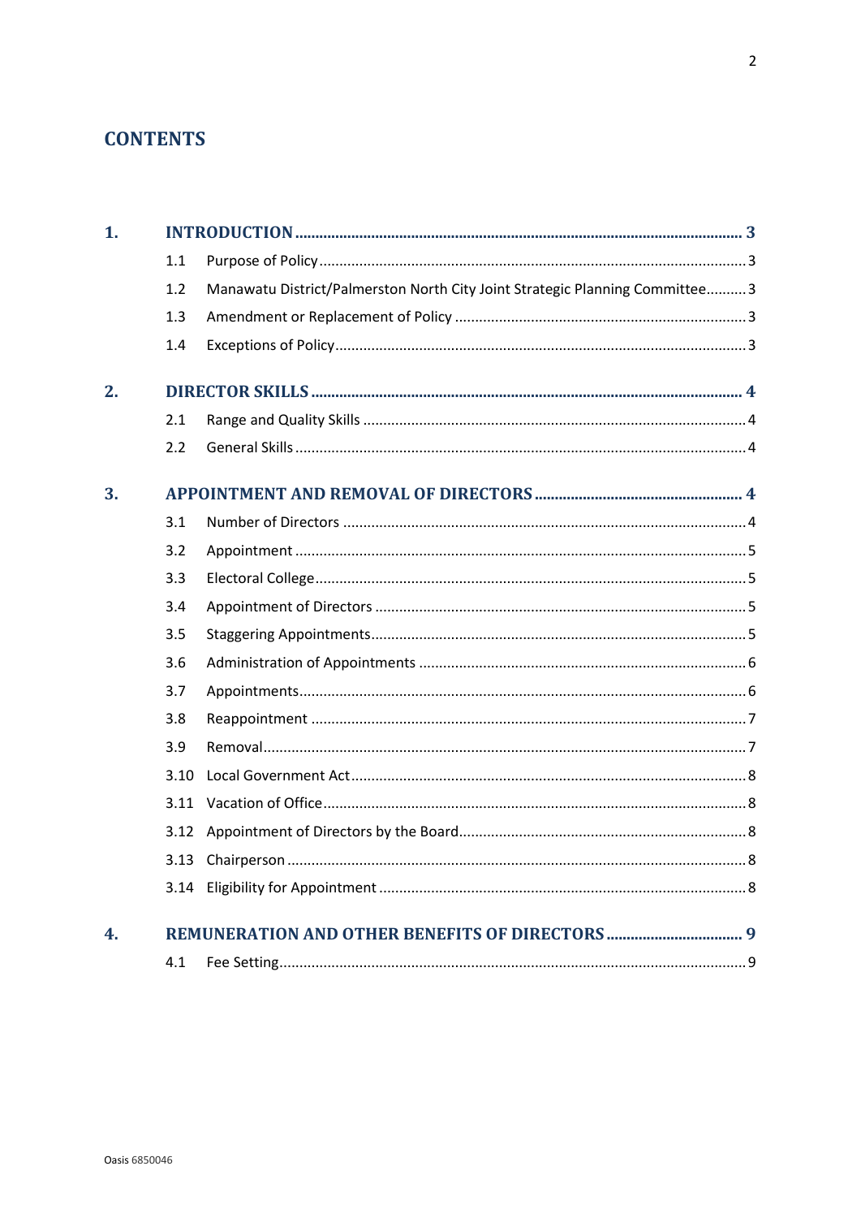# CONTENTS

| | | | |
|---|---|---|---|
| **1.** | **INTRODUCTION** | | **3** |
| | 1.1 | Purpose of Policy | 3 |
| | 1.2 | Manawatu District/Palmerston North City Joint Strategic Planning Committee | 3 |
| | 1.3 | Amendment or Replacement of Policy | 3 |
| | 1.4 | Exceptions of Policy | 3 |
| **2.** | **DIRECTOR SKILLS** | | **4** |
| | 2.1 | Range and Quality Skills | 4 |
| | 2.2 | General Skills | 4 |
| **3.** | **APPOINTMENT AND REMOVAL OF DIRECTORS** | | **4** |
| | 3.1 | Number of Directors | 4 |
| | 3.2 | Appointment | 5 |
| | 3.3 | Electoral College | 5 |
| | 3.4 | Appointment of Directors | 5 |
| | 3.5 | Staggering Appointments | 5 |
| | 3.6 | Administration of Appointments | 6 |
| | 3.7 | Appointments | 6 |
| | 3.8 | Reappointment | 7 |
| | 3.9 | Removal | 7 |
| | 3.10 | Local Government Act | 8 |
| | 3.11 | Vacation of Office | 8 |
| | 3.12 | Appointment of Directors by the Board | 8 |
| | 3.13 | Chairperson | 8 |
| | 3.14 | Eligibility for Appointment | 8 |
| **4.** | **REMUNERATION AND OTHER BENEFITS OF DIRECTORS** | | **9** |
| | 4.1 | Fee Setting | 9 |

Oasis 6850046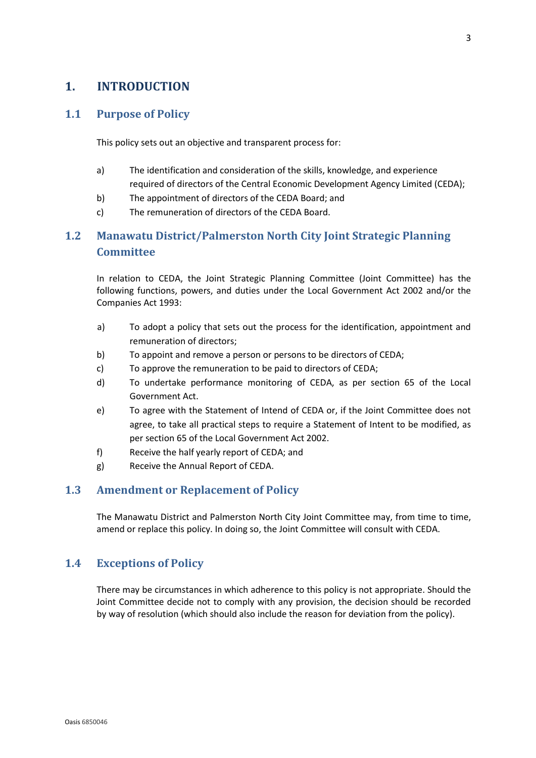# 1. INTRODUCTION

## 1.1 Purpose of Policy

This policy sets out an objective and transparent process for:

a) The identification and consideration of the skills, knowledge, and experience required of directors of the Central Economic Development Agency Limited (CEDA);

b) The appointment of directors of the CEDA Board; and

c) The remuneration of directors of the CEDA Board.

## 1.2 Manawatu District/Palmerston North City Joint Strategic Planning Committee

In relation to CEDA, the Joint Strategic Planning Committee (Joint Committee) has the following functions, powers, and duties under the Local Government Act 2002 and/or the Companies Act 1993:

a) To adopt a policy that sets out the process for the identification, appointment and remuneration of directors;

b) To appoint and remove a person or persons to be directors of CEDA;

c) To approve the remuneration to be paid to directors of CEDA;

d) To undertake performance monitoring of CEDA, as per section 65 of the Local Government Act.

e) To agree with the Statement of Intend of CEDA or, if the Joint Committee does not agree, to take all practical steps to require a Statement of Intent to be modified, as per section 65 of the Local Government Act 2002.

f) Receive the half yearly report of CEDA; and

g) Receive the Annual Report of CEDA.

## 1.3 Amendment or Replacement of Policy

The Manawatu District and Palmerston North City Joint Committee may, from time to time, amend or replace this policy. In doing so, the Joint Committee will consult with CEDA.

## 1.4 Exceptions of Policy

There may be circumstances in which adherence to this policy is not appropriate. Should the Joint Committee decide not to comply with any provision, the decision should be recorded by way of resolution (which should also include the reason for deviation from the policy).

Oasis 6850046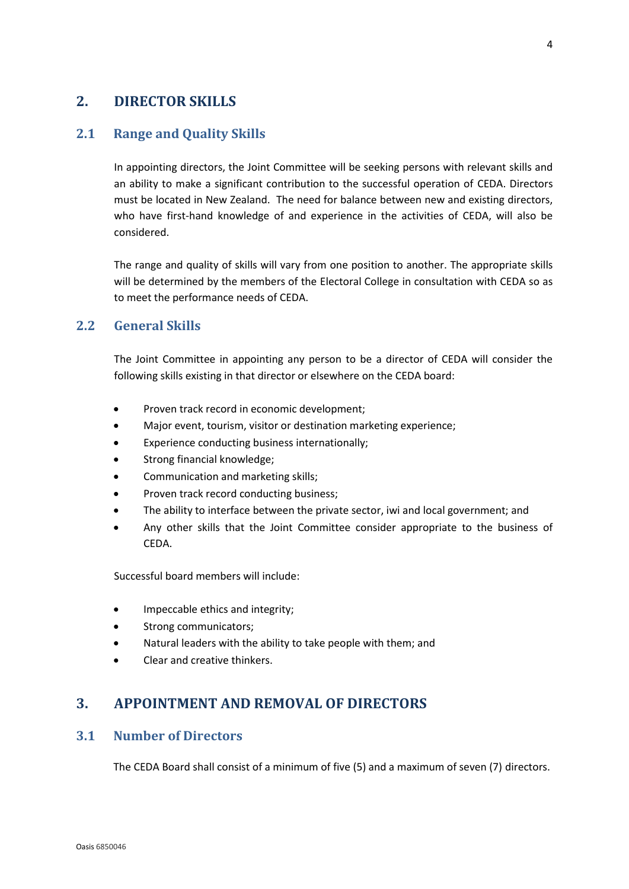## 2. DIRECTOR SKILLS

### 2.1 Range and Quality Skills

In appointing directors, the Joint Committee will be seeking persons with relevant skills and an ability to make a significant contribution to the successful operation of CEDA. Directors must be located in New Zealand. The need for balance between new and existing directors, who have first-hand knowledge of and experience in the activities of CEDA, will also be considered.

The range and quality of skills will vary from one position to another. The appropriate skills will be determined by the members of the Electoral College in consultation with CEDA so as to meet the performance needs of CEDA.

### 2.2 General Skills

The Joint Committee in appointing any person to be a director of CEDA will consider the following skills existing in that director or elsewhere on the CEDA board:

- Proven track record in economic development;
- Major event, tourism, visitor or destination marketing experience;
- Experience conducting business internationally;
- Strong financial knowledge;
- Communication and marketing skills;
- Proven track record conducting business;
- The ability to interface between the private sector, iwi and local government; and
- Any other skills that the Joint Committee consider appropriate to the business of CEDA.

Successful board members will include:

- Impeccable ethics and integrity;
- Strong communicators;
- Natural leaders with the ability to take people with them; and
- Clear and creative thinkers.

## 3. APPOINTMENT AND REMOVAL OF DIRECTORS

### 3.1 Number of Directors

The CEDA Board shall consist of a minimum of five (5) and a maximum of seven (7) directors.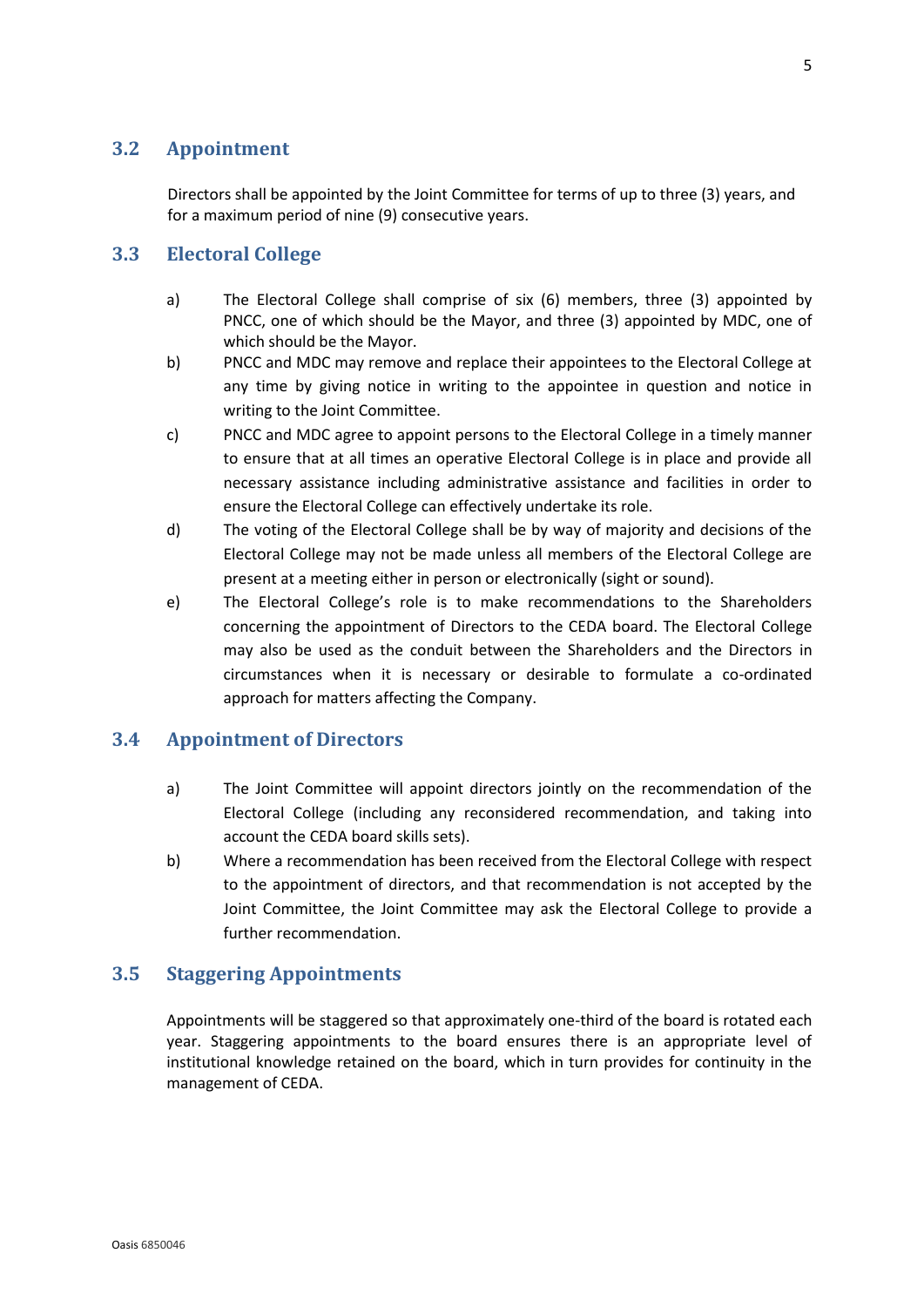## 3.2 Appointment

Directors shall be appointed by the Joint Committee for terms of up to three (3) years, and for a maximum period of nine (9) consecutive years.

## 3.3 Electoral College

a) The Electoral College shall comprise of six (6) members, three (3) appointed by PNCC, one of which should be the Mayor, and three (3) appointed by MDC, one of which should be the Mayor.

b) PNCC and MDC may remove and replace their appointees to the Electoral College at any time by giving notice in writing to the appointee in question and notice in writing to the Joint Committee.

c) PNCC and MDC agree to appoint persons to the Electoral College in a timely manner to ensure that at all times an operative Electoral College is in place and provide all necessary assistance including administrative assistance and facilities in order to ensure the Electoral College can effectively undertake its role.

d) The voting of the Electoral College shall be by way of majority and decisions of the Electoral College may not be made unless all members of the Electoral College are present at a meeting either in person or electronically (sight or sound).

e) The Electoral College's role is to make recommendations to the Shareholders concerning the appointment of Directors to the CEDA board. The Electoral College may also be used as the conduit between the Shareholders and the Directors in circumstances when it is necessary or desirable to formulate a co-ordinated approach for matters affecting the Company.

## 3.4 Appointment of Directors

a) The Joint Committee will appoint directors jointly on the recommendation of the Electoral College (including any reconsidered recommendation, and taking into account the CEDA board skills sets).

b) Where a recommendation has been received from the Electoral College with respect to the appointment of directors, and that recommendation is not accepted by the Joint Committee, the Joint Committee may ask the Electoral College to provide a further recommendation.

## 3.5 Staggering Appointments

Appointments will be staggered so that approximately one-third of the board is rotated each year. Staggering appointments to the board ensures there is an appropriate level of institutional knowledge retained on the board, which in turn provides for continuity in the management of CEDA.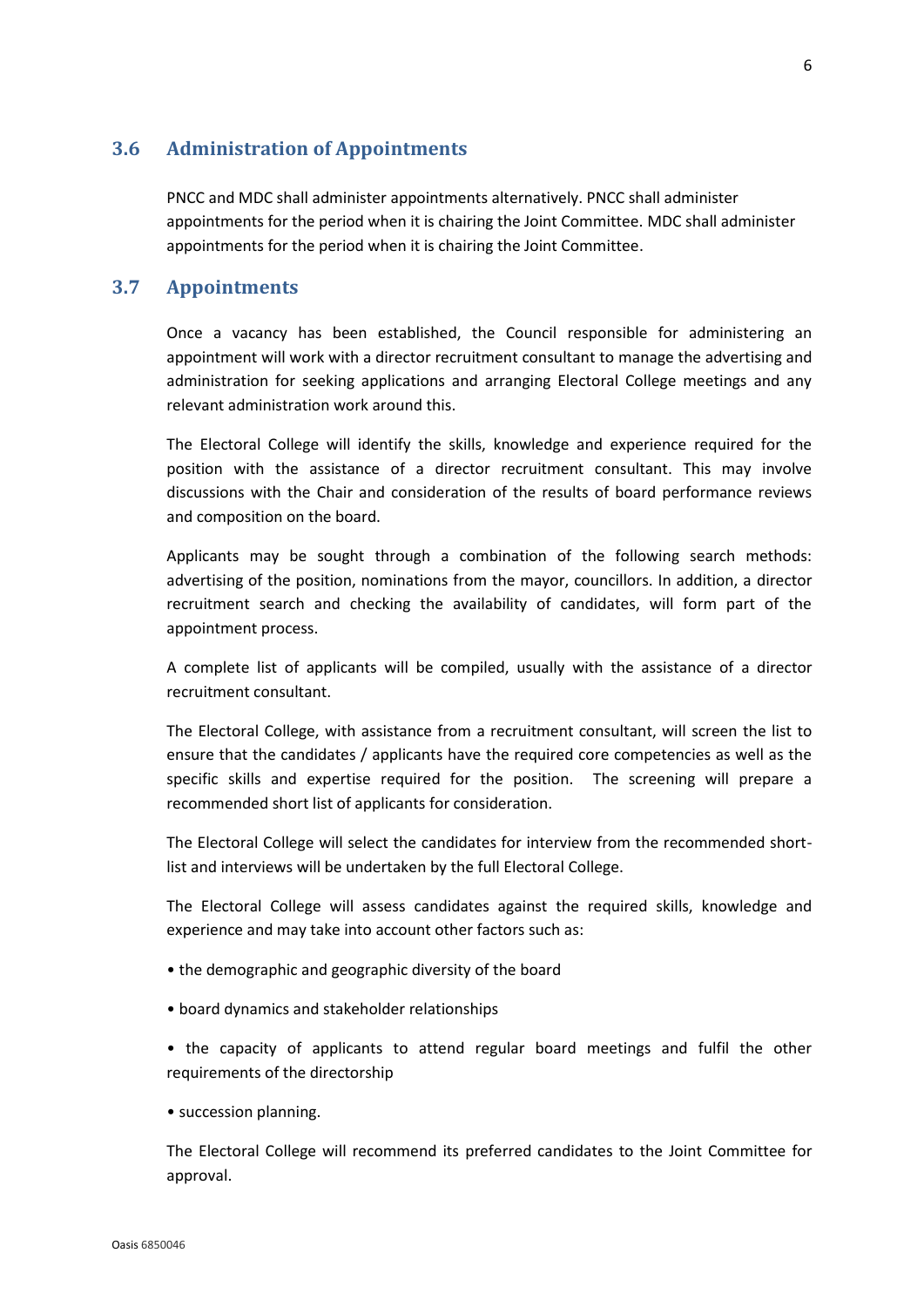## 3.6 Administration of Appointments

PNCC and MDC shall administer appointments alternatively. PNCC shall administer appointments for the period when it is chairing the Joint Committee. MDC shall administer appointments for the period when it is chairing the Joint Committee.

## 3.7 Appointments

Once a vacancy has been established, the Council responsible for administering an appointment will work with a director recruitment consultant to manage the advertising and administration for seeking applications and arranging Electoral College meetings and any relevant administration work around this.

The Electoral College will identify the skills, knowledge and experience required for the position with the assistance of a director recruitment consultant. This may involve discussions with the Chair and consideration of the results of board performance reviews and composition on the board.

Applicants may be sought through a combination of the following search methods: advertising of the position, nominations from the mayor, councillors. In addition, a director recruitment search and checking the availability of candidates, will form part of the appointment process.

A complete list of applicants will be compiled, usually with the assistance of a director recruitment consultant.

The Electoral College, with assistance from a recruitment consultant, will screen the list to ensure that the candidates / applicants have the required core competencies as well as the specific skills and expertise required for the position. The screening will prepare a recommended short list of applicants for consideration.

The Electoral College will select the candidates for interview from the recommended short-list and interviews will be undertaken by the full Electoral College.

The Electoral College will assess candidates against the required skills, knowledge and experience and may take into account other factors such as:

- the demographic and geographic diversity of the board
- board dynamics and stakeholder relationships
- the capacity of applicants to attend regular board meetings and fulfil the other requirements of the directorship
- succession planning.

The Electoral College will recommend its preferred candidates to the Joint Committee for approval.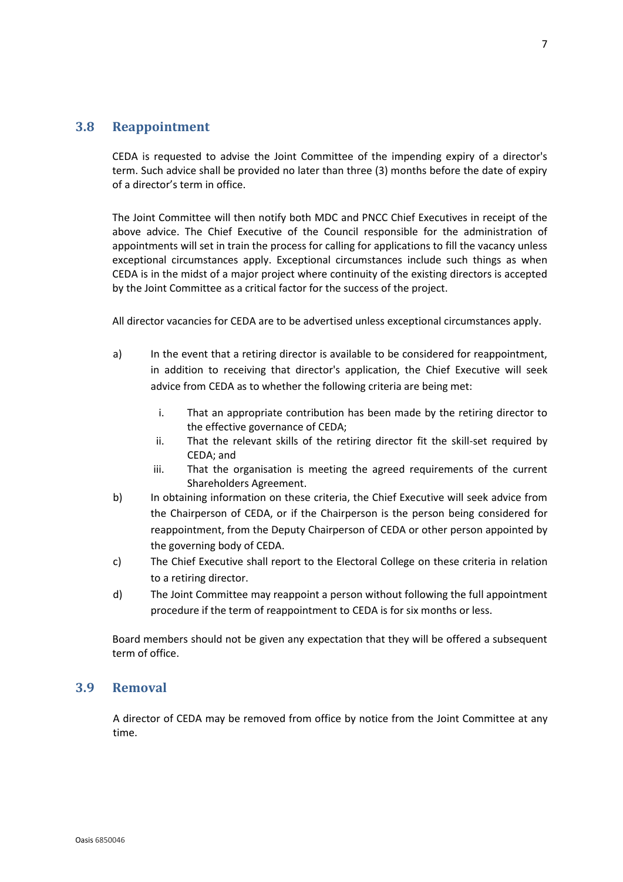## 3.8 Reappointment

CEDA is requested to advise the Joint Committee of the impending expiry of a director's term. Such advice shall be provided no later than three (3) months before the date of expiry of a director's term in office.

The Joint Committee will then notify both MDC and PNCC Chief Executives in receipt of the above advice. The Chief Executive of the Council responsible for the administration of appointments will set in train the process for calling for applications to fill the vacancy unless exceptional circumstances apply. Exceptional circumstances include such things as when CEDA is in the midst of a major project where continuity of the existing directors is accepted by the Joint Committee as a critical factor for the success of the project.

All director vacancies for CEDA are to be advertised unless exceptional circumstances apply.

a) In the event that a retiring director is available to be considered for reappointment, in addition to receiving that director's application, the Chief Executive will seek advice from CEDA as to whether the following criteria are being met:

   i. That an appropriate contribution has been made by the retiring director to the effective governance of CEDA;
   ii. That the relevant skills of the retiring director fit the skill-set required by CEDA; and
   iii. That the organisation is meeting the agreed requirements of the current Shareholders Agreement.

b) In obtaining information on these criteria, the Chief Executive will seek advice from the Chairperson of CEDA, or if the Chairperson is the person being considered for reappointment, from the Deputy Chairperson of CEDA or other person appointed by the governing body of CEDA.

c) The Chief Executive shall report to the Electoral College on these criteria in relation to a retiring director.

d) The Joint Committee may reappoint a person without following the full appointment procedure if the term of reappointment to CEDA is for six months or less.

Board members should not be given any expectation that they will be offered a subsequent term of office.

## 3.9 Removal

A director of CEDA may be removed from office by notice from the Joint Committee at any time.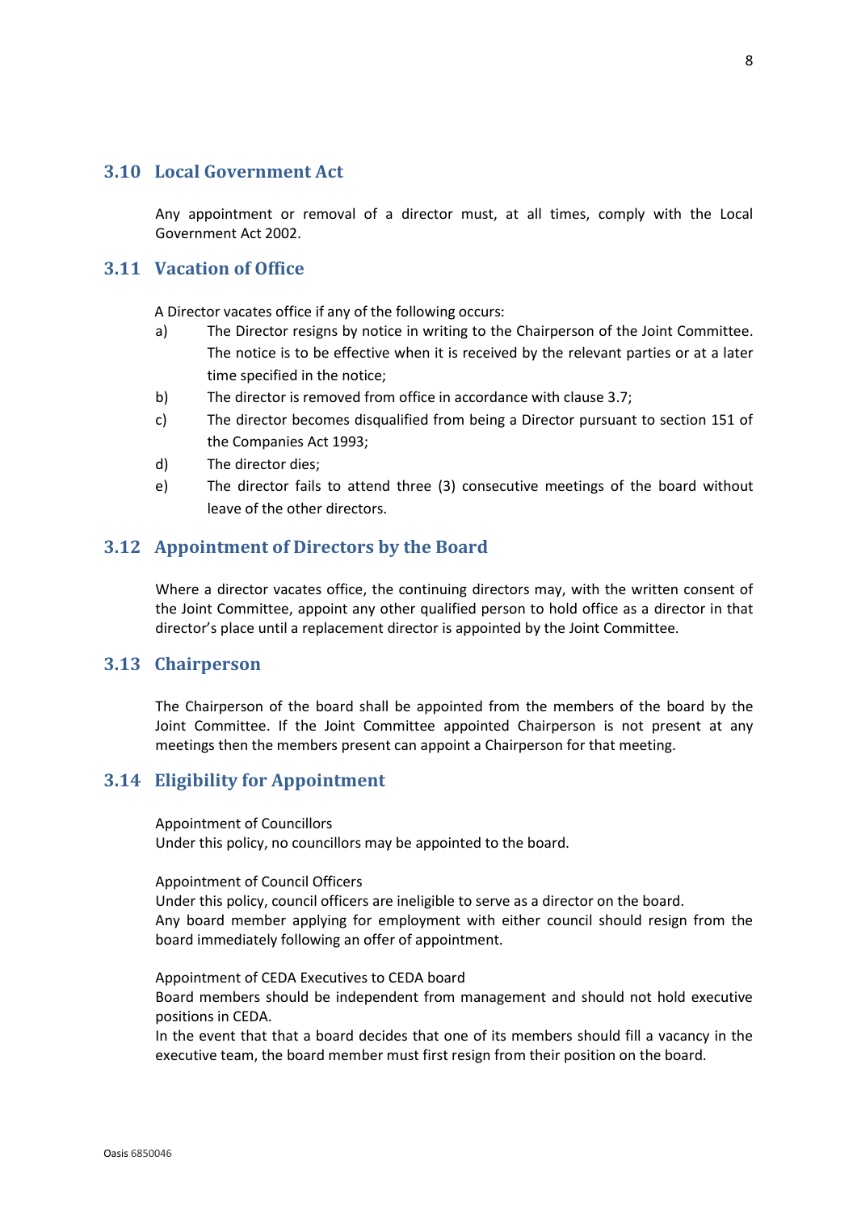## 3.10 Local Government Act

Any appointment or removal of a director must, at all times, comply with the Local Government Act 2002.

## 3.11 Vacation of Office

A Director vacates office if any of the following occurs:

a) The Director resigns by notice in writing to the Chairperson of the Joint Committee. The notice is to be effective when it is received by the relevant parties or at a later time specified in the notice;

b) The director is removed from office in accordance with clause 3.7;

c) The director becomes disqualified from being a Director pursuant to section 151 of the Companies Act 1993;

d) The director dies;

e) The director fails to attend three (3) consecutive meetings of the board without leave of the other directors.

## 3.12 Appointment of Directors by the Board

Where a director vacates office, the continuing directors may, with the written consent of the Joint Committee, appoint any other qualified person to hold office as a director in that director's place until a replacement director is appointed by the Joint Committee.

## 3.13 Chairperson

The Chairperson of the board shall be appointed from the members of the board by the Joint Committee. If the Joint Committee appointed Chairperson is not present at any meetings then the members present can appoint a Chairperson for that meeting.

## 3.14 Eligibility for Appointment

Appointment of Councillors
Under this policy, no councillors may be appointed to the board.

Appointment of Council Officers
Under this policy, council officers are ineligible to serve as a director on the board.
Any board member applying for employment with either council should resign from the board immediately following an offer of appointment.

Appointment of CEDA Executives to CEDA board
Board members should be independent from management and should not hold executive positions in CEDA.
In the event that that a board decides that one of its members should fill a vacancy in the executive team, the board member must first resign from their position on the board.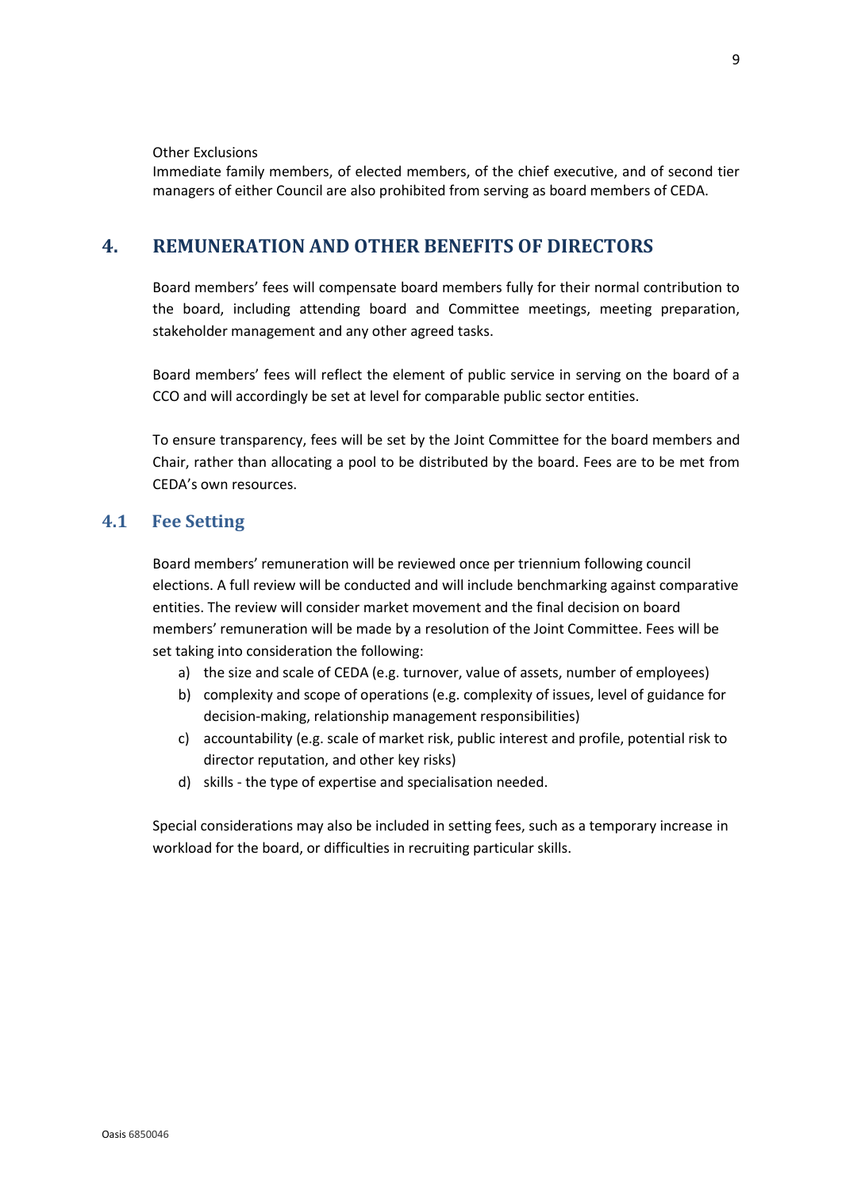Other Exclusions
Immediate family members, of elected members, of the chief executive, and of second tier managers of either Council are also prohibited from serving as board members of CEDA.

## 4. REMUNERATION AND OTHER BENEFITS OF DIRECTORS

Board members' fees will compensate board members fully for their normal contribution to the board, including attending board and Committee meetings, meeting preparation, stakeholder management and any other agreed tasks.

Board members' fees will reflect the element of public service in serving on the board of a CCO and will accordingly be set at level for comparable public sector entities.

To ensure transparency, fees will be set by the Joint Committee for the board members and Chair, rather than allocating a pool to be distributed by the board. Fees are to be met from CEDA's own resources.

### 4.1 Fee Setting

Board members' remuneration will be reviewed once per triennium following council elections. A full review will be conducted and will include benchmarking against comparative entities. The review will consider market movement and the final decision on board members' remuneration will be made by a resolution of the Joint Committee. Fees will be set taking into consideration the following:

a) the size and scale of CEDA (e.g. turnover, value of assets, number of employees)
b) complexity and scope of operations (e.g. complexity of issues, level of guidance for decision-making, relationship management responsibilities)
c) accountability (e.g. scale of market risk, public interest and profile, potential risk to director reputation, and other key risks)
d) skills - the type of expertise and specialisation needed.

Special considerations may also be included in setting fees, such as a temporary increase in workload for the board, or difficulties in recruiting particular skills.